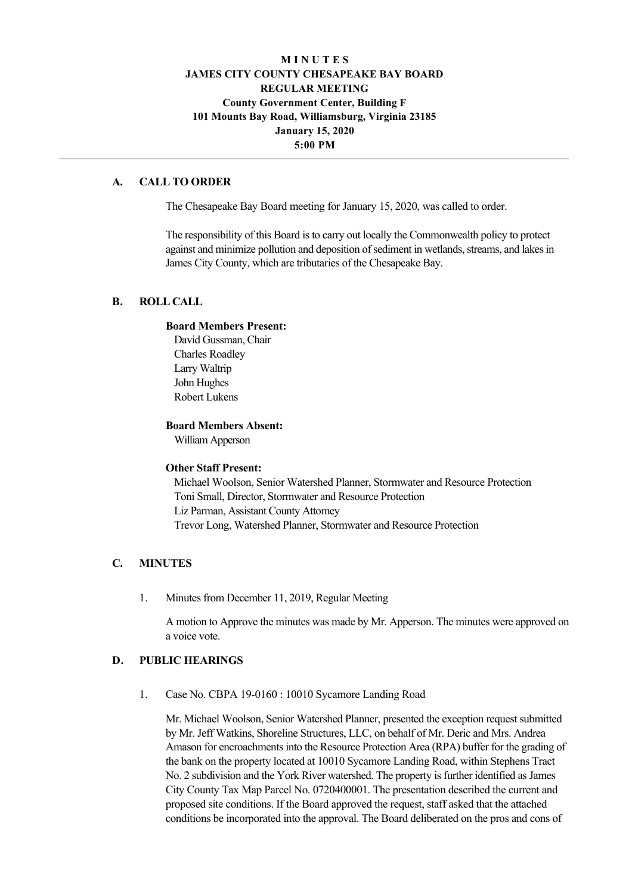# MINUTES
# JAMES CITY COUNTY CHESAPEAKE BAY BOARD
# REGULAR MEETING
**County Government Center, Building F**
**101 Mounts Bay Road, Williamsburg, Virginia 23185**
**January 15, 2020**
**5:00 PM**

---

## A. CALL TO ORDER

The Chesapeake Bay Board meeting for January 15, 2020, was called to order.

The responsibility of this Board is to carry out locally the Commonwealth policy to protect against and minimize pollution and deposition of sediment in wetlands, streams, and lakes in James City County, which are tributaries of the Chesapeake Bay.

## B. ROLL CALL

**Board Members Present:**
David Gussman, Chair
Charles Roadley
Larry Waltrip
John Hughes
Robert Lukens

**Board Members Absent:**
William Apperson

**Other Staff Present:**
Michael Woolson, Senior Watershed Planner, Stormwater and Resource Protection
Toni Small, Director, Stormwater and Resource Protection
Liz Parman, Assistant County Attorney
Trevor Long, Watershed Planner, Stormwater and Resource Protection

## C. MINUTES

1. Minutes from December 11, 2019, Regular Meeting

   A motion to Approve the minutes was made by Mr. Apperson. The minutes were approved on a voice vote.

## D. PUBLIC HEARINGS

1. Case No. CBPA 19-0160 : 10010 Sycamore Landing Road

   Mr. Michael Woolson, Senior Watershed Planner, presented the exception request submitted by Mr. Jeff Watkins, Shoreline Structures, LLC, on behalf of Mr. Deric and Mrs. Andrea Amason for encroachments into the Resource Protection Area (RPA) buffer for the grading of the bank on the property located at 10010 Sycamore Landing Road, within Stephens Tract No. 2 subdivision and the York River watershed. The property is further identified as James City County Tax Map Parcel No. 0720400001. The presentation described the current and proposed site conditions. If the Board approved the request, staff asked that the attached conditions be incorporated into the approval. The Board deliberated on the pros and cons of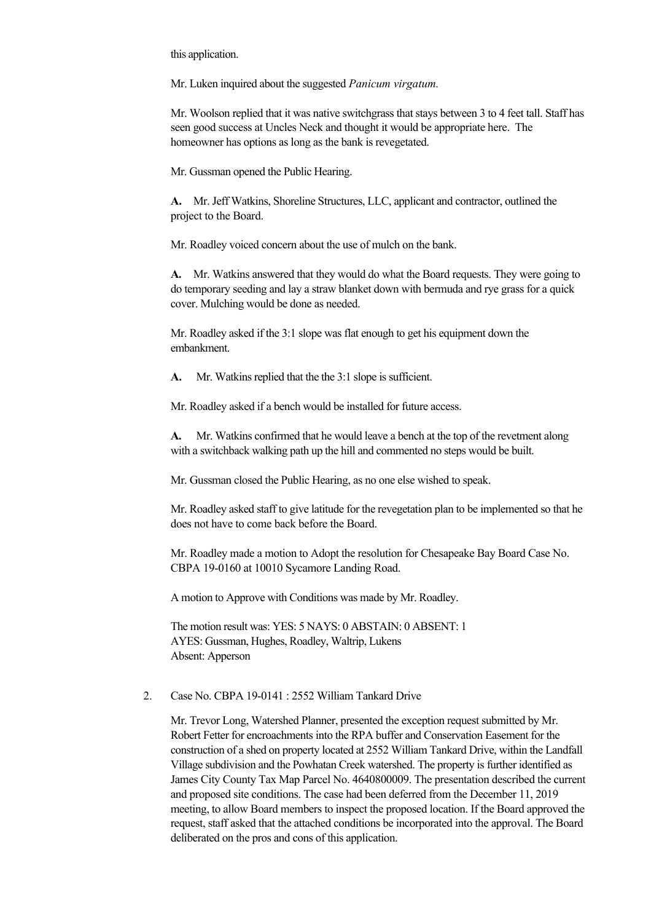this application.

Mr. Luken inquired about the suggested *Panicum virgatum.*

Mr. Woolson replied that it was native switchgrass that stays between 3 to 4 feet tall. Staff has seen good success at Uncles Neck and thought it would be appropriate here. The homeowner has options as long as the bank is revegetated.

Mr. Gussman opened the Public Hearing.

**A.** Mr. Jeff Watkins, Shoreline Structures, LLC, applicant and contractor, outlined the project to the Board.

Mr. Roadley voiced concern about the use of mulch on the bank.

**A.** Mr. Watkins answered that they would do what the Board requests. They were going to do temporary seeding and lay a straw blanket down with bermuda and rye grass for a quick cover. Mulching would be done as needed.

Mr. Roadley asked if the 3:1 slope was flat enough to get his equipment down the embankment.

**A.** Mr. Watkins replied that the the 3:1 slope is sufficient.

Mr. Roadley asked if a bench would be installed for future access.

**A.** Mr. Watkins confirmed that he would leave a bench at the top of the revetment along with a switchback walking path up the hill and commented no steps would be built.

Mr. Gussman closed the Public Hearing, as no one else wished to speak.

Mr. Roadley asked staff to give latitude for the revegetation plan to be implemented so that he does not have to come back before the Board.

Mr. Roadley made a motion to Adopt the resolution for Chesapeake Bay Board Case No. CBPA 19-0160 at 10010 Sycamore Landing Road.

A motion to Approve with Conditions was made by Mr. Roadley.

The motion result was: YES: 5 NAYS: 0 ABSTAIN: 0 ABSENT: 1
AYES: Gussman, Hughes, Roadley, Waltrip, Lukens
Absent: Apperson

2. Case No. CBPA 19-0141 : 2552 William Tankard Drive

   Mr. Trevor Long, Watershed Planner, presented the exception request submitted by Mr. Robert Fetter for encroachments into the RPA buffer and Conservation Easement for the construction of a shed on property located at 2552 William Tankard Drive, within the Landfall Village subdivision and the Powhatan Creek watershed. The property is further identified as James City County Tax Map Parcel No. 4640800009. The presentation described the current and proposed site conditions. The case had been deferred from the December 11, 2019 meeting, to allow Board members to inspect the proposed location. If the Board approved the request, staff asked that the attached conditions be incorporated into the approval. The Board deliberated on the pros and cons of this application.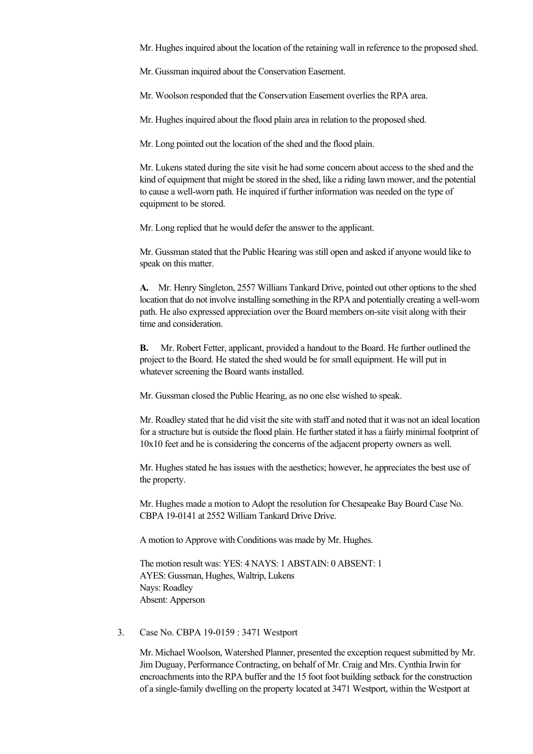Mr. Hughes inquired about the location of the retaining wall in reference to the proposed shed.

Mr. Gussman inquired about the Conservation Easement.

Mr. Woolson responded that the Conservation Easement overlies the RPA area.

Mr. Hughes inquired about the flood plain area in relation to the proposed shed.

Mr. Long pointed out the location of the shed and the flood plain.

Mr. Lukens stated during the site visit he had some concern about access to the shed and the kind of equipment that might be stored in the shed, like a riding lawn mower, and the potential to cause a well-worn path. He inquired if further information was needed on the type of equipment to be stored.

Mr. Long replied that he would defer the answer to the applicant.

Mr. Gussman stated that the Public Hearing was still open and asked if anyone would like to speak on this matter.

**A.** Mr. Henry Singleton, 2557 William Tankard Drive, pointed out other options to the shed location that do not involve installing something in the RPA and potentially creating a well-worn path. He also expressed appreciation over the Board members on-site visit along with their time and consideration.

**B.** Mr. Robert Fetter, applicant, provided a handout to the Board. He further outlined the project to the Board. He stated the shed would be for small equipment. He will put in whatever screening the Board wants installed.

Mr. Gussman closed the Public Hearing, as no one else wished to speak.

Mr. Roadley stated that he did visit the site with staff and noted that it was not an ideal location for a structure but is outside the flood plain. He further stated it has a fairly minimal footprint of 10x10 feet and he is considering the concerns of the adjacent property owners as well.

Mr. Hughes stated he has issues with the aesthetics; however, he appreciates the best use of the property.

Mr. Hughes made a motion to Adopt the resolution for Chesapeake Bay Board Case No. CBPA 19-0141 at 2552 William Tankard Drive Drive.

A motion to Approve with Conditions was made by Mr. Hughes.

The motion result was: YES: 4 NAYS: 1 ABSTAIN: 0 ABSENT: 1
AYES: Gussman, Hughes, Waltrip, Lukens
Nays: Roadley
Absent: Apperson

3. Case No. CBPA 19-0159 : 3471 Westport

Mr. Michael Woolson, Watershed Planner, presented the exception request submitted by Mr. Jim Duguay, Performance Contracting, on behalf of Mr. Craig and Mrs. Cynthia Irwin for encroachments into the RPA buffer and the 15 foot foot building setback for the construction of a single-family dwelling on the property located at 3471 Westport, within the Westport at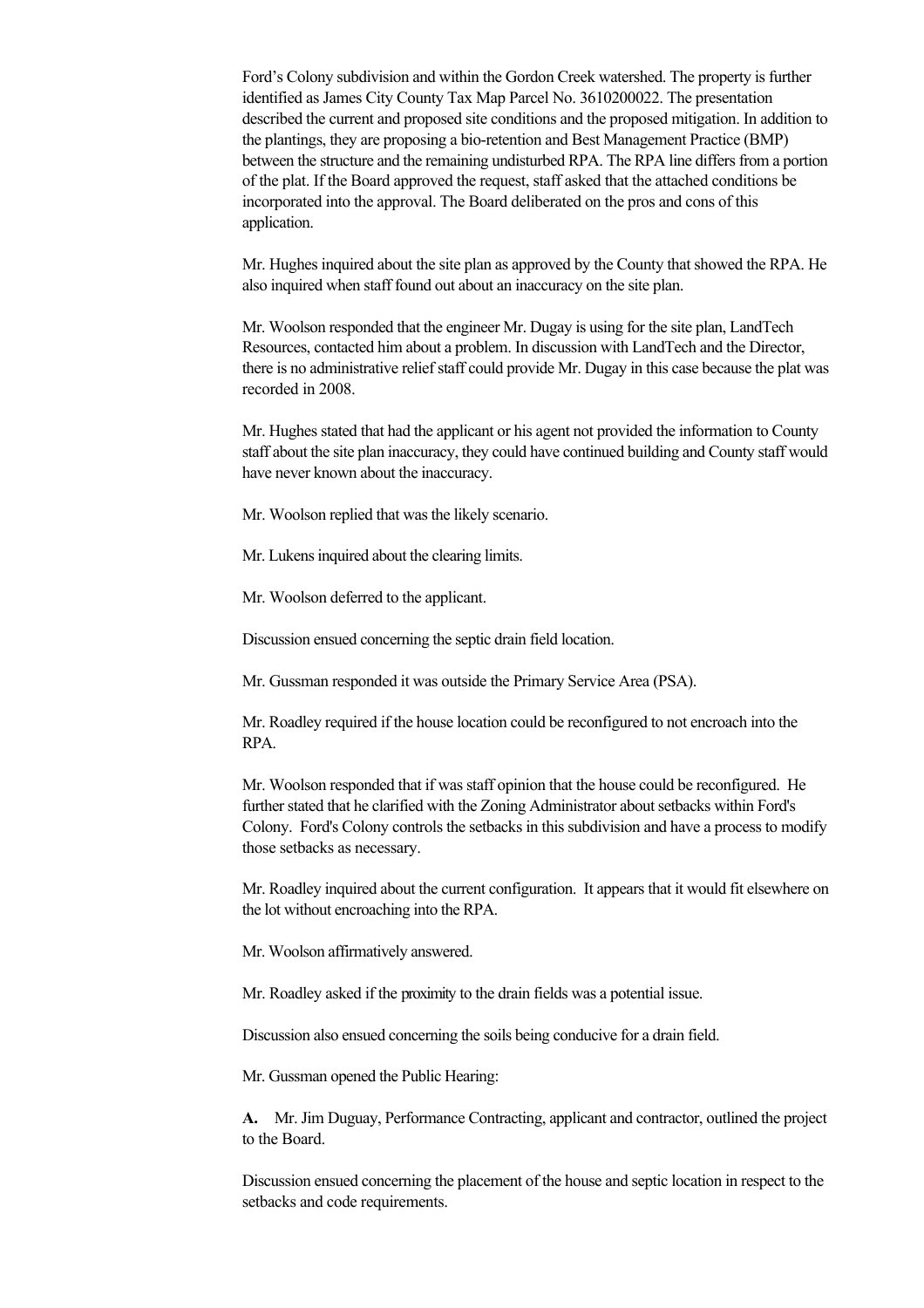Ford's Colony subdivision and within the Gordon Creek watershed. The property is further identified as James City County Tax Map Parcel No. 3610200022. The presentation described the current and proposed site conditions and the proposed mitigation. In addition to the plantings, they are proposing a bio-retention and Best Management Practice (BMP) between the structure and the remaining undisturbed RPA. The RPA line differs from a portion of the plat. If the Board approved the request, staff asked that the attached conditions be incorporated into the approval. The Board deliberated on the pros and cons of this application.

Mr. Hughes inquired about the site plan as approved by the County that showed the RPA. He also inquired when staff found out about an inaccuracy on the site plan.

Mr. Woolson responded that the engineer Mr. Dugay is using for the site plan, LandTech Resources, contacted him about a problem. In discussion with LandTech and the Director, there is no administrative relief staff could provide Mr. Dugay in this case because the plat was recorded in 2008.

Mr. Hughes stated that had the applicant or his agent not provided the information to County staff about the site plan inaccuracy, they could have continued building and County staff would have never known about the inaccuracy.

Mr. Woolson replied that was the likely scenario.

Mr. Lukens inquired about the clearing limits.

Mr. Woolson deferred to the applicant.

Discussion ensued concerning the septic drain field location.

Mr. Gussman responded it was outside the Primary Service Area (PSA).

Mr. Roadley required if the house location could be reconfigured to not encroach into the RPA.

Mr. Woolson responded that if was staff opinion that the house could be reconfigured. He further stated that he clarified with the Zoning Administrator about setbacks within Ford's Colony. Ford's Colony controls the setbacks in this subdivision and have a process to modify those setbacks as necessary.

Mr. Roadley inquired about the current configuration. It appears that it would fit elsewhere on the lot without encroaching into the RPA.

Mr. Woolson affirmatively answered.

Mr. Roadley asked if the proximity to the drain fields was a potential issue.

Discussion also ensued concerning the soils being conducive for a drain field.

Mr. Gussman opened the Public Hearing:

**A.** Mr. Jim Duguay, Performance Contracting, applicant and contractor, outlined the project to the Board.

Discussion ensued concerning the placement of the house and septic location in respect to the setbacks and code requirements.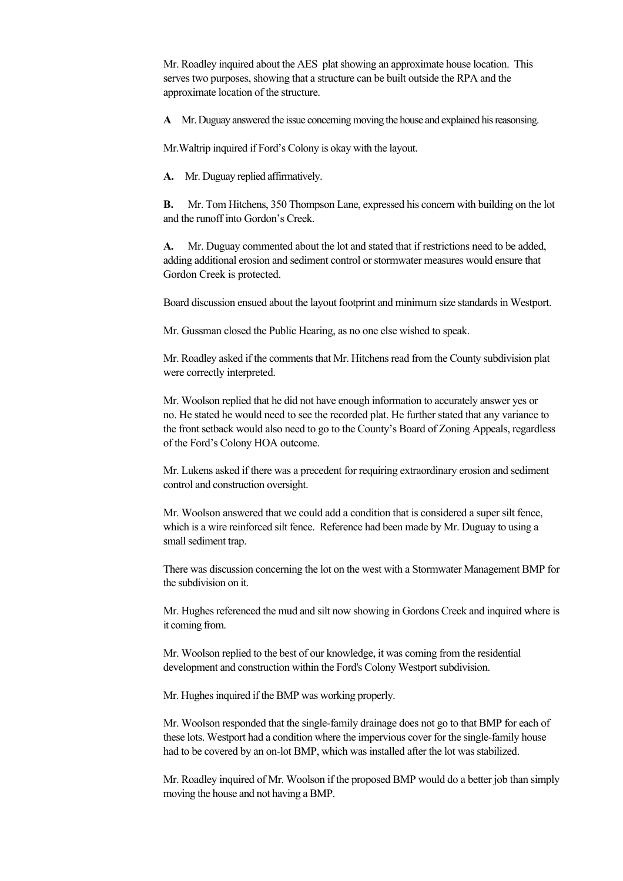Mr. Roadley inquired about the AES plat showing an approximate house location. This serves two purposes, showing that a structure can be built outside the RPA and the approximate location of the structure.

**A** Mr. Duguay answered the issue concerning moving the house and explained his reasonsing.

Mr.Waltrip inquired if Ford's Colony is okay with the layout.

**A.** Mr. Duguay replied affirmatively.

**B.** Mr. Tom Hitchens, 350 Thompson Lane, expressed his concern with building on the lot and the runoff into Gordon's Creek.

**A.** Mr. Duguay commented about the lot and stated that if restrictions need to be added, adding additional erosion and sediment control or stormwater measures would ensure that Gordon Creek is protected.

Board discussion ensued about the layout footprint and minimum size standards in Westport.

Mr. Gussman closed the Public Hearing, as no one else wished to speak.

Mr. Roadley asked if the comments that Mr. Hitchens read from the County subdivision plat were correctly interpreted.

Mr. Woolson replied that he did not have enough information to accurately answer yes or no. He stated he would need to see the recorded plat. He further stated that any variance to the front setback would also need to go to the County's Board of Zoning Appeals, regardless of the Ford's Colony HOA outcome.

Mr. Lukens asked if there was a precedent for requiring extraordinary erosion and sediment control and construction oversight.

Mr. Woolson answered that we could add a condition that is considered a super silt fence, which is a wire reinforced silt fence. Reference had been made by Mr. Duguay to using a small sediment trap.

There was discussion concerning the lot on the west with a Stormwater Management BMP for the subdivision on it.

Mr. Hughes referenced the mud and silt now showing in Gordons Creek and inquired where is it coming from.

Mr. Woolson replied to the best of our knowledge, it was coming from the residential development and construction within the Ford's Colony Westport subdivision.

Mr. Hughes inquired if the BMP was working properly.

Mr. Woolson responded that the single-family drainage does not go to that BMP for each of these lots. Westport had a condition where the impervious cover for the single-family house had to be covered by an on-lot BMP, which was installed after the lot was stabilized.

Mr. Roadley inquired of Mr. Woolson if the proposed BMP would do a better job than simply moving the house and not having a BMP.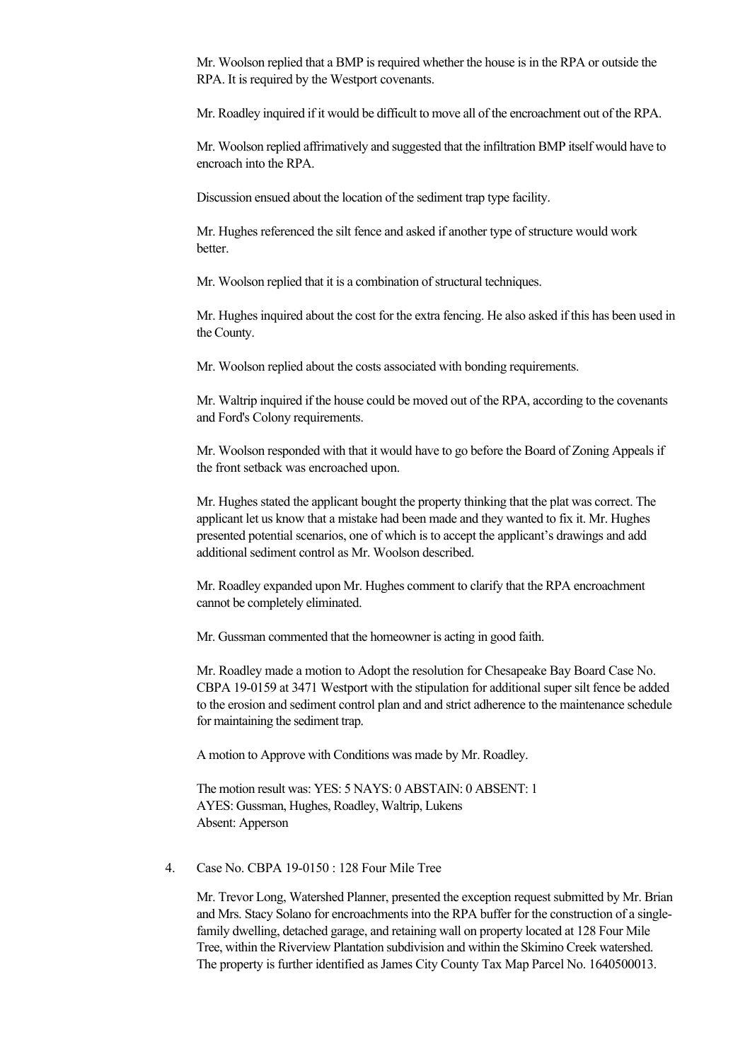Mr. Woolson replied that a BMP is required whether the house is in the RPA or outside the RPA. It is required by the Westport covenants.

Mr. Roadley inquired if it would be difficult to move all of the encroachment out of the RPA.

Mr. Woolson replied affrimatively and suggested that the infiltration BMP itself would have to encroach into the RPA.

Discussion ensued about the location of the sediment trap type facility.

Mr. Hughes referenced the silt fence and asked if another type of structure would work better.

Mr. Woolson replied that it is a combination of structural techniques.

Mr. Hughes inquired about the cost for the extra fencing. He also asked if this has been used in the County.

Mr. Woolson replied about the costs associated with bonding requirements.

Mr. Waltrip inquired if the house could be moved out of the RPA, according to the covenants and Ford's Colony requirements.

Mr. Woolson responded with that it would have to go before the Board of Zoning Appeals if the front setback was encroached upon.

Mr. Hughes stated the applicant bought the property thinking that the plat was correct. The applicant let us know that a mistake had been made and they wanted to fix it. Mr. Hughes presented potential scenarios, one of which is to accept the applicant's drawings and add additional sediment control as Mr. Woolson described.

Mr. Roadley expanded upon Mr. Hughes comment to clarify that the RPA encroachment cannot be completely eliminated.

Mr. Gussman commented that the homeowner is acting in good faith.

Mr. Roadley made a motion to Adopt the resolution for Chesapeake Bay Board Case No. CBPA 19-0159 at 3471 Westport with the stipulation for additional super silt fence be added to the erosion and sediment control plan and and strict adherence to the maintenance schedule for maintaining the sediment trap.

A motion to Approve with Conditions was made by Mr. Roadley.

The motion result was: YES: 5 NAYS: 0 ABSTAIN: 0 ABSENT: 1
AYES: Gussman, Hughes, Roadley, Waltrip, Lukens
Absent: Apperson

4. Case No. CBPA 19-0150 : 128 Four Mile Tree

   Mr. Trevor Long, Watershed Planner, presented the exception request submitted by Mr. Brian and Mrs. Stacy Solano for encroachments into the RPA buffer for the construction of a single-family dwelling, detached garage, and retaining wall on property located at 128 Four Mile Tree, within the Riverview Plantation subdivision and within the Skimino Creek watershed. The property is further identified as James City County Tax Map Parcel No. 1640500013.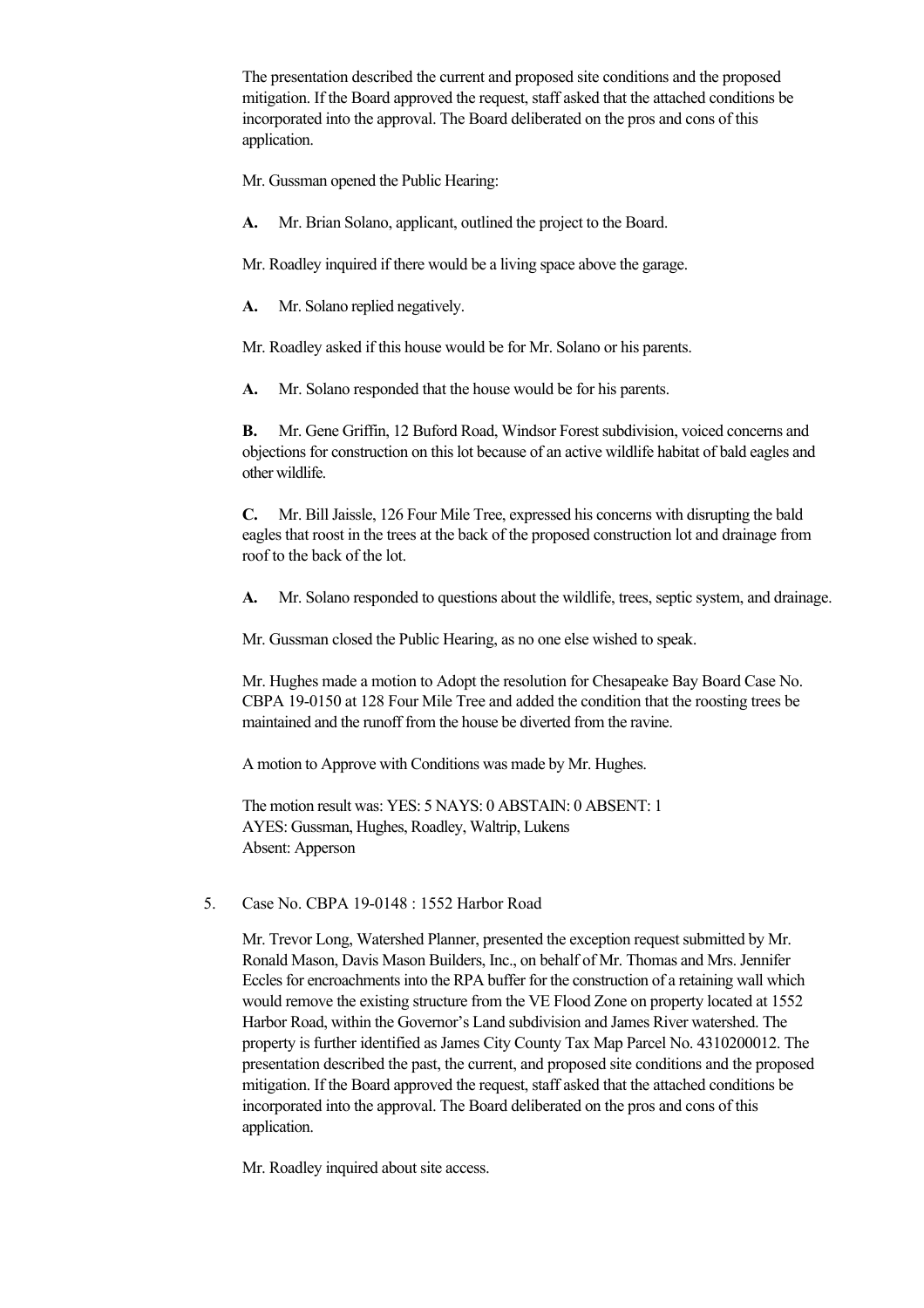The presentation described the current and proposed site conditions and the proposed mitigation. If the Board approved the request, staff asked that the attached conditions be incorporated into the approval. The Board deliberated on the pros and cons of this application.

Mr. Gussman opened the Public Hearing:

**A.** Mr. Brian Solano, applicant, outlined the project to the Board.

Mr. Roadley inquired if there would be a living space above the garage.

**A.** Mr. Solano replied negatively.

Mr. Roadley asked if this house would be for Mr. Solano or his parents.

**A.** Mr. Solano responded that the house would be for his parents.

**B.** Mr. Gene Griffin, 12 Buford Road, Windsor Forest subdivision, voiced concerns and objections for construction on this lot because of an active wildlife habitat of bald eagles and other wildlife.

**C.** Mr. Bill Jaissle, 126 Four Mile Tree, expressed his concerns with disrupting the bald eagles that roost in the trees at the back of the proposed construction lot and drainage from roof to the back of the lot.

**A.** Mr. Solano responded to questions about the wildlife, trees, septic system, and drainage.

Mr. Gussman closed the Public Hearing, as no one else wished to speak.

Mr. Hughes made a motion to Adopt the resolution for Chesapeake Bay Board Case No. CBPA 19-0150 at 128 Four Mile Tree and added the condition that the roosting trees be maintained and the runoff from the house be diverted from the ravine.

A motion to Approve with Conditions was made by Mr. Hughes.

The motion result was: YES: 5 NAYS: 0 ABSTAIN: 0 ABSENT: 1
AYES: Gussman, Hughes, Roadley, Waltrip, Lukens
Absent: Apperson

5. Case No. CBPA 19-0148 : 1552 Harbor Road

Mr. Trevor Long, Watershed Planner, presented the exception request submitted by Mr. Ronald Mason, Davis Mason Builders, Inc., on behalf of Mr. Thomas and Mrs. Jennifer Eccles for encroachments into the RPA buffer for the construction of a retaining wall which would remove the existing structure from the VE Flood Zone on property located at 1552 Harbor Road, within the Governor's Land subdivision and James River watershed. The property is further identified as James City County Tax Map Parcel No. 4310200012. The presentation described the past, the current, and proposed site conditions and the proposed mitigation. If the Board approved the request, staff asked that the attached conditions be incorporated into the approval. The Board deliberated on the pros and cons of this application.

Mr. Roadley inquired about site access.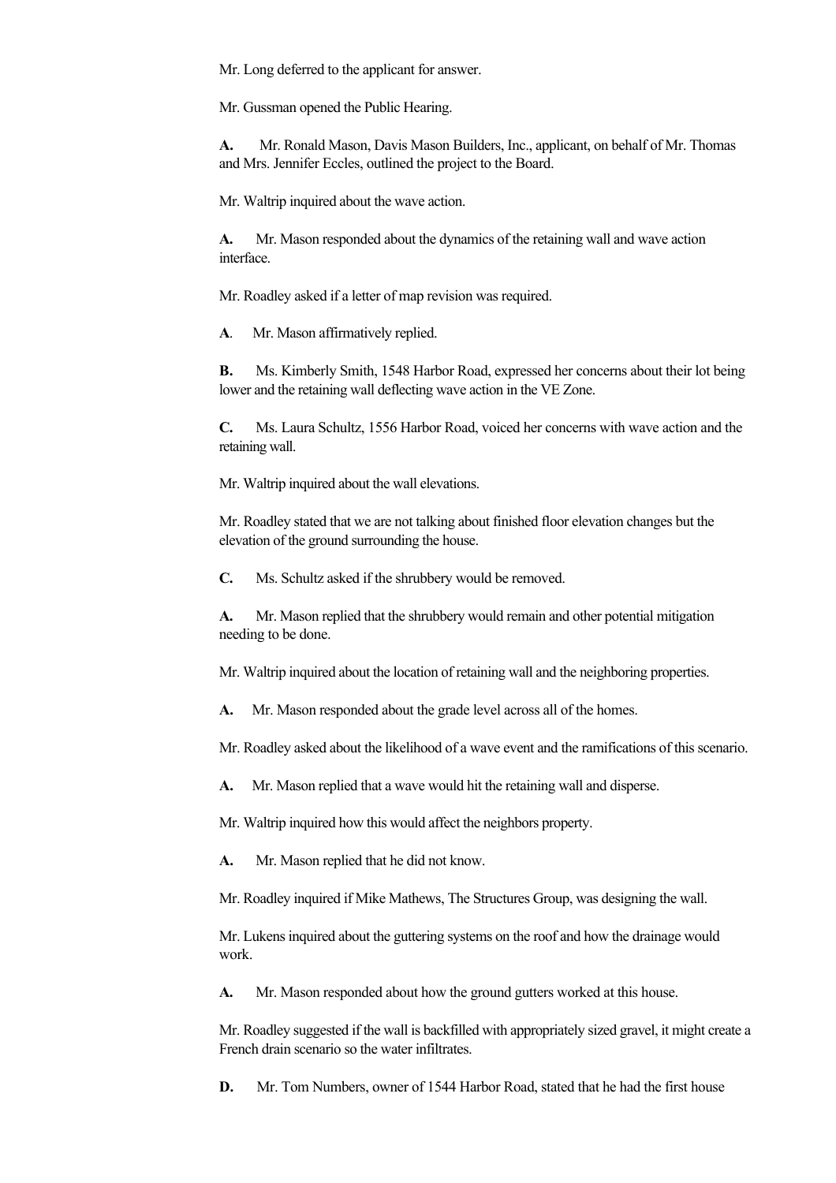Mr. Long deferred to the applicant for answer.

Mr. Gussman opened the Public Hearing.

**A.** Mr. Ronald Mason, Davis Mason Builders, Inc., applicant, on behalf of Mr. Thomas and Mrs. Jennifer Eccles, outlined the project to the Board.

Mr. Waltrip inquired about the wave action.

**A.** Mr. Mason responded about the dynamics of the retaining wall and wave action interface.

Mr. Roadley asked if a letter of map revision was required.

**A**. Mr. Mason affirmatively replied.

**B.** Ms. Kimberly Smith, 1548 Harbor Road, expressed her concerns about their lot being lower and the retaining wall deflecting wave action in the VE Zone.

**C.** Ms. Laura Schultz, 1556 Harbor Road, voiced her concerns with wave action and the retaining wall.

Mr. Waltrip inquired about the wall elevations.

Mr. Roadley stated that we are not talking about finished floor elevation changes but the elevation of the ground surrounding the house.

**C.** Ms. Schultz asked if the shrubbery would be removed.

**A.** Mr. Mason replied that the shrubbery would remain and other potential mitigation needing to be done.

Mr. Waltrip inquired about the location of retaining wall and the neighboring properties.

**A.** Mr. Mason responded about the grade level across all of the homes.

Mr. Roadley asked about the likelihood of a wave event and the ramifications of this scenario.

**A.** Mr. Mason replied that a wave would hit the retaining wall and disperse.

Mr. Waltrip inquired how this would affect the neighbors property.

**A.** Mr. Mason replied that he did not know.

Mr. Roadley inquired if Mike Mathews, The Structures Group, was designing the wall.

Mr. Lukens inquired about the guttering systems on the roof and how the drainage would work.

**A.** Mr. Mason responded about how the ground gutters worked at this house.

Mr. Roadley suggested if the wall is backfilled with appropriately sized gravel, it might create a French drain scenario so the water infiltrates.

**D.** Mr. Tom Numbers, owner of 1544 Harbor Road, stated that he had the first house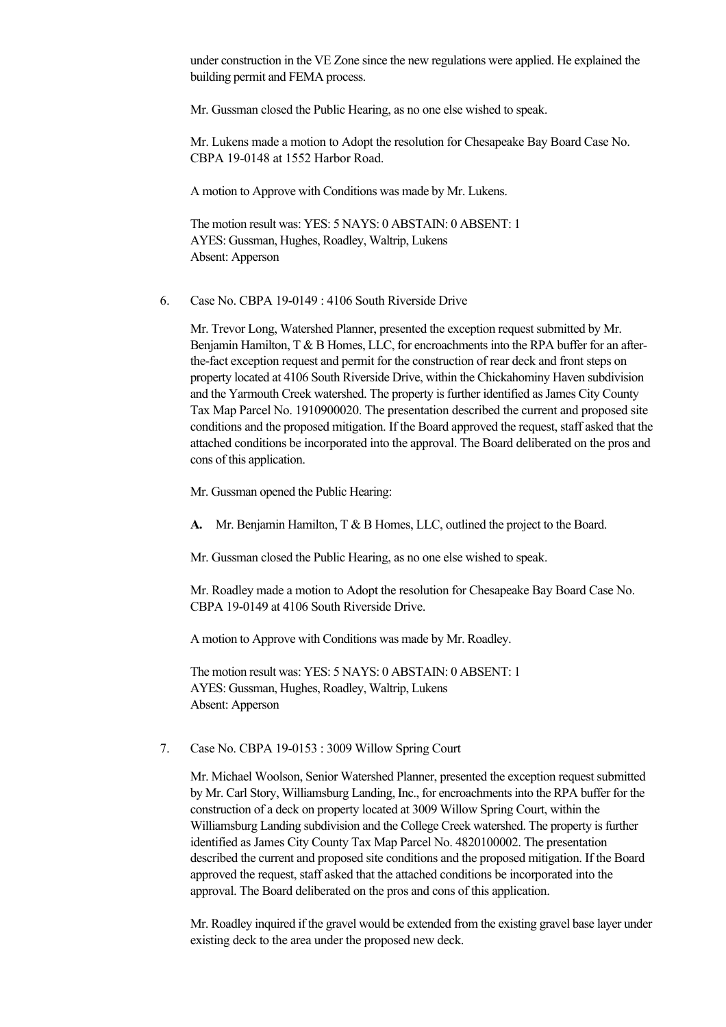under construction in the VE Zone since the new regulations were applied. He explained the building permit and FEMA process.

Mr. Gussman closed the Public Hearing, as no one else wished to speak.

Mr. Lukens made a motion to Adopt the resolution for Chesapeake Bay Board Case No. CBPA 19-0148 at 1552 Harbor Road.

A motion to Approve with Conditions was made by Mr. Lukens.

The motion result was: YES: 5 NAYS: 0 ABSTAIN: 0 ABSENT: 1
AYES: Gussman, Hughes, Roadley, Waltrip, Lukens
Absent: Apperson

6. Case No. CBPA 19-0149 : 4106 South Riverside Drive

   Mr. Trevor Long, Watershed Planner, presented the exception request submitted by Mr. Benjamin Hamilton, T & B Homes, LLC, for encroachments into the RPA buffer for an after-the-fact exception request and permit for the construction of rear deck and front steps on property located at 4106 South Riverside Drive, within the Chickahominy Haven subdivision and the Yarmouth Creek watershed. The property is further identified as James City County Tax Map Parcel No. 1910900020. The presentation described the current and proposed site conditions and the proposed mitigation. If the Board approved the request, staff asked that the attached conditions be incorporated into the approval. The Board deliberated on the pros and cons of this application.

   Mr. Gussman opened the Public Hearing:

   **A.** Mr. Benjamin Hamilton, T & B Homes, LLC, outlined the project to the Board.

   Mr. Gussman closed the Public Hearing, as no one else wished to speak.

   Mr. Roadley made a motion to Adopt the resolution for Chesapeake Bay Board Case No. CBPA 19-0149 at 4106 South Riverside Drive.

   A motion to Approve with Conditions was made by Mr. Roadley.

   The motion result was: YES: 5 NAYS: 0 ABSTAIN: 0 ABSENT: 1
   AYES: Gussman, Hughes, Roadley, Waltrip, Lukens
   Absent: Apperson

7. Case No. CBPA 19-0153 : 3009 Willow Spring Court

   Mr. Michael Woolson, Senior Watershed Planner, presented the exception request submitted by Mr. Carl Story, Williamsburg Landing, Inc., for encroachments into the RPA buffer for the construction of a deck on property located at 3009 Willow Spring Court, within the Williamsburg Landing subdivision and the College Creek watershed. The property is further identified as James City County Tax Map Parcel No. 4820100002. The presentation described the current and proposed site conditions and the proposed mitigation. If the Board approved the request, staff asked that the attached conditions be incorporated into the approval. The Board deliberated on the pros and cons of this application.

   Mr. Roadley inquired if the gravel would be extended from the existing gravel base layer under existing deck to the area under the proposed new deck.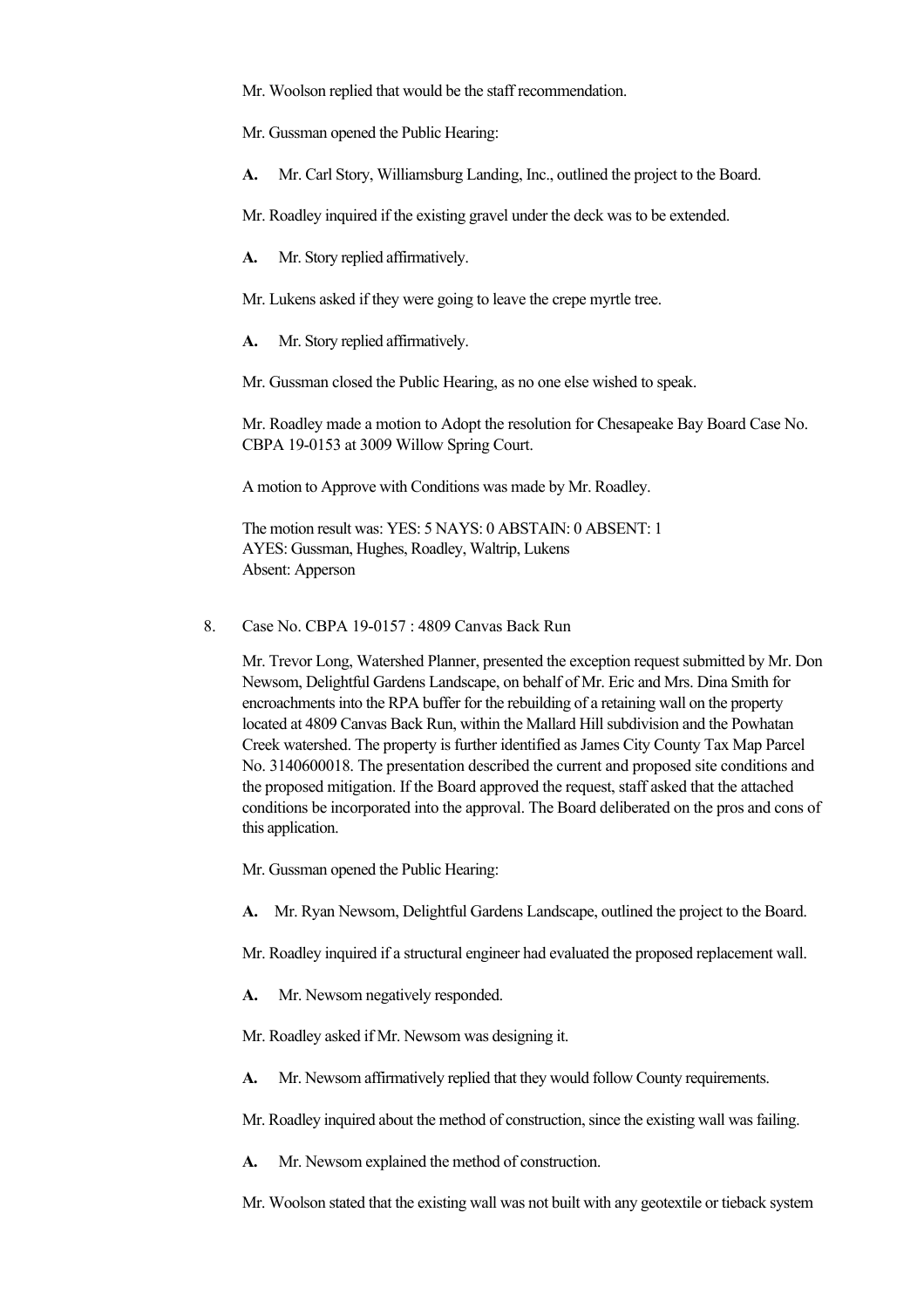Mr. Woolson replied that would be the staff recommendation.

Mr. Gussman opened the Public Hearing:

**A.** Mr. Carl Story, Williamsburg Landing, Inc., outlined the project to the Board.

Mr. Roadley inquired if the existing gravel under the deck was to be extended.

**A.** Mr. Story replied affirmatively.

Mr. Lukens asked if they were going to leave the crepe myrtle tree.

**A.** Mr. Story replied affirmatively.

Mr. Gussman closed the Public Hearing, as no one else wished to speak.

Mr. Roadley made a motion to Adopt the resolution for Chesapeake Bay Board Case No. CBPA 19-0153 at 3009 Willow Spring Court.

A motion to Approve with Conditions was made by Mr. Roadley.

The motion result was: YES: 5 NAYS: 0 ABSTAIN: 0 ABSENT: 1
AYES: Gussman, Hughes, Roadley, Waltrip, Lukens
Absent: Apperson

8. Case No. CBPA 19-0157 : 4809 Canvas Back Run

Mr. Trevor Long, Watershed Planner, presented the exception request submitted by Mr. Don Newsom, Delightful Gardens Landscape, on behalf of Mr. Eric and Mrs. Dina Smith for encroachments into the RPA buffer for the rebuilding of a retaining wall on the property located at 4809 Canvas Back Run, within the Mallard Hill subdivision and the Powhatan Creek watershed. The property is further identified as James City County Tax Map Parcel No. 3140600018. The presentation described the current and proposed site conditions and the proposed mitigation. If the Board approved the request, staff asked that the attached conditions be incorporated into the approval. The Board deliberated on the pros and cons of this application.

Mr. Gussman opened the Public Hearing:

**A.** Mr. Ryan Newsom, Delightful Gardens Landscape, outlined the project to the Board.

Mr. Roadley inquired if a structural engineer had evaluated the proposed replacement wall.

**A.** Mr. Newsom negatively responded.

Mr. Roadley asked if Mr. Newsom was designing it.

**A.** Mr. Newsom affirmatively replied that they would follow County requirements.

Mr. Roadley inquired about the method of construction, since the existing wall was failing.

**A.** Mr. Newsom explained the method of construction.

Mr. Woolson stated that the existing wall was not built with any geotextile or tieback system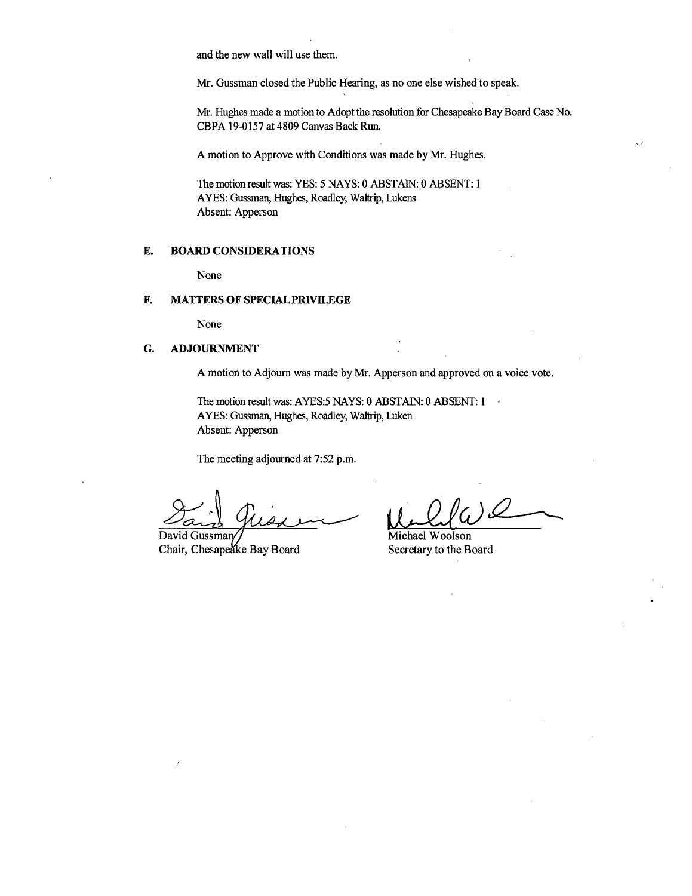and the new wall will use them.

Mr. Gussman closed the Public Hearing, as no one else wished to speak.

Mr. Hughes made a motion to Adopt the resolution for Chesapeake Bay Board Case No. CBPA 19-0157 at 4809 Canvas Back Run.

A motion to Approve with Conditions was made by Mr. Hughes.

The motion result was: YES: 5 NAYS: 0 ABSTAIN: 0 ABSENT: 1
AYES: Gussman, Hughes, Roadley, Waltrip, Lukens
Absent: Apperson

## E. BOARD CONSIDERATIONS

None

## F. MATTERS OF SPECIAL PRIVILEGE

None

## G. ADJOURNMENT

A motion to Adjourn was made by Mr. Apperson and approved on a voice vote.

The motion result was: AYES:5 NAYS: 0 ABSTAIN: 0 ABSENT: 1
AYES: Gussman, Hughes, Roadley, Waltrip, Luken
Absent: Apperson

The meeting adjourned at 7:52 p.m.

David Gussman
Chair, Chesapeake Bay Board

Michael Woolson
Secretary to the Board